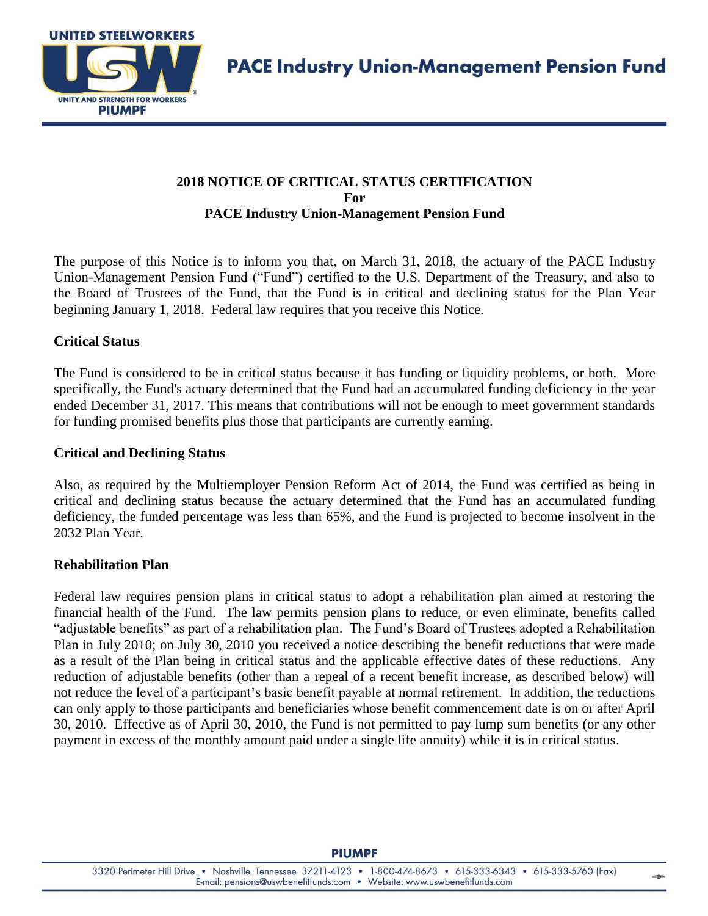# 2018 NOTICE OF CRITICAL STATUS CERTIFICATION
## For
## PACE Industry Union-Management Pension Fund

The purpose of this Notice is to inform you that, on March 31, 2018, the actuary of the PACE Industry Union-Management Pension Fund ("Fund") certified to the U.S. Department of the Treasury, and also to the Board of Trustees of the Fund, that the Fund is in critical and declining status for the Plan Year beginning January 1, 2018. Federal law requires that you receive this Notice.

### Critical Status

The Fund is considered to be in critical status because it has funding or liquidity problems, or both. More specifically, the Fund's actuary determined that the Fund had an accumulated funding deficiency in the year ended December 31, 2017. This means that contributions will not be enough to meet government standards for funding promised benefits plus those that participants are currently earning.

### Critical and Declining Status

Also, as required by the Multiemployer Pension Reform Act of 2014, the Fund was certified as being in critical and declining status because the actuary determined that the Fund has an accumulated funding deficiency, the funded percentage was less than 65%, and the Fund is projected to become insolvent in the 2032 Plan Year.

### Rehabilitation Plan

Federal law requires pension plans in critical status to adopt a rehabilitation plan aimed at restoring the financial health of the Fund. The law permits pension plans to reduce, or even eliminate, benefits called "adjustable benefits" as part of a rehabilitation plan. The Fund's Board of Trustees adopted a Rehabilitation Plan in July 2010; on July 30, 2010 you received a notice describing the benefit reductions that were made as a result of the Plan being in critical status and the applicable effective dates of these reductions. Any reduction of adjustable benefits (other than a repeal of a recent benefit increase, as described below) will not reduce the level of a participant's basic benefit payable at normal retirement. In addition, the reductions can only apply to those participants and beneficiaries whose benefit commencement date is on or after April 30, 2010. Effective as of April 30, 2010, the Fund is not permitted to pay lump sum benefits (or any other payment in excess of the monthly amount paid under a single life annuity) while it is in critical status.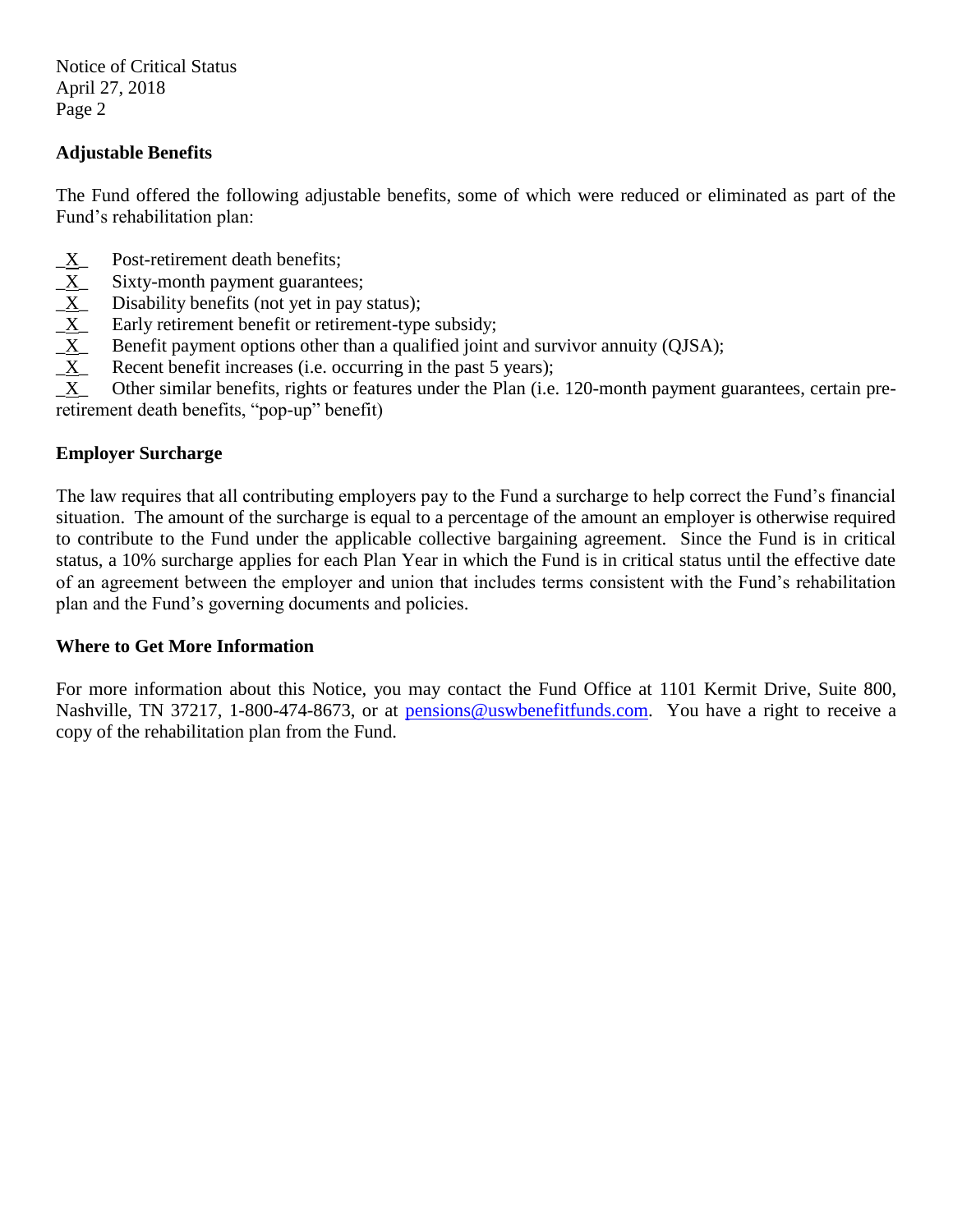## Adjustable Benefits

The Fund offered the following adjustable benefits, some of which were reduced or eliminated as part of the Fund's rehabilitation plan:

_X_ Post-retirement death benefits;
_X_ Sixty-month payment guarantees;
_X_ Disability benefits (not yet in pay status);
_X_ Early retirement benefit or retirement-type subsidy;
_X_ Benefit payment options other than a qualified joint and survivor annuity (QJSA);
_X_ Recent benefit increases (i.e. occurring in the past 5 years);
_X_ Other similar benefits, rights or features under the Plan (i.e. 120-month payment guarantees, certain pre-retirement death benefits, "pop-up" benefit)

## Employer Surcharge

The law requires that all contributing employers pay to the Fund a surcharge to help correct the Fund's financial situation. The amount of the surcharge is equal to a percentage of the amount an employer is otherwise required to contribute to the Fund under the applicable collective bargaining agreement. Since the Fund is in critical status, a 10% surcharge applies for each Plan Year in which the Fund is in critical status until the effective date of an agreement between the employer and union that includes terms consistent with the Fund's rehabilitation plan and the Fund's governing documents and policies.

## Where to Get More Information

For more information about this Notice, you may contact the Fund Office at 1101 Kermit Drive, Suite 800, Nashville, TN 37217, 1-800-474-8673, or at pensions@uswbenefitfunds.com. You have a right to receive a copy of the rehabilitation plan from the Fund.